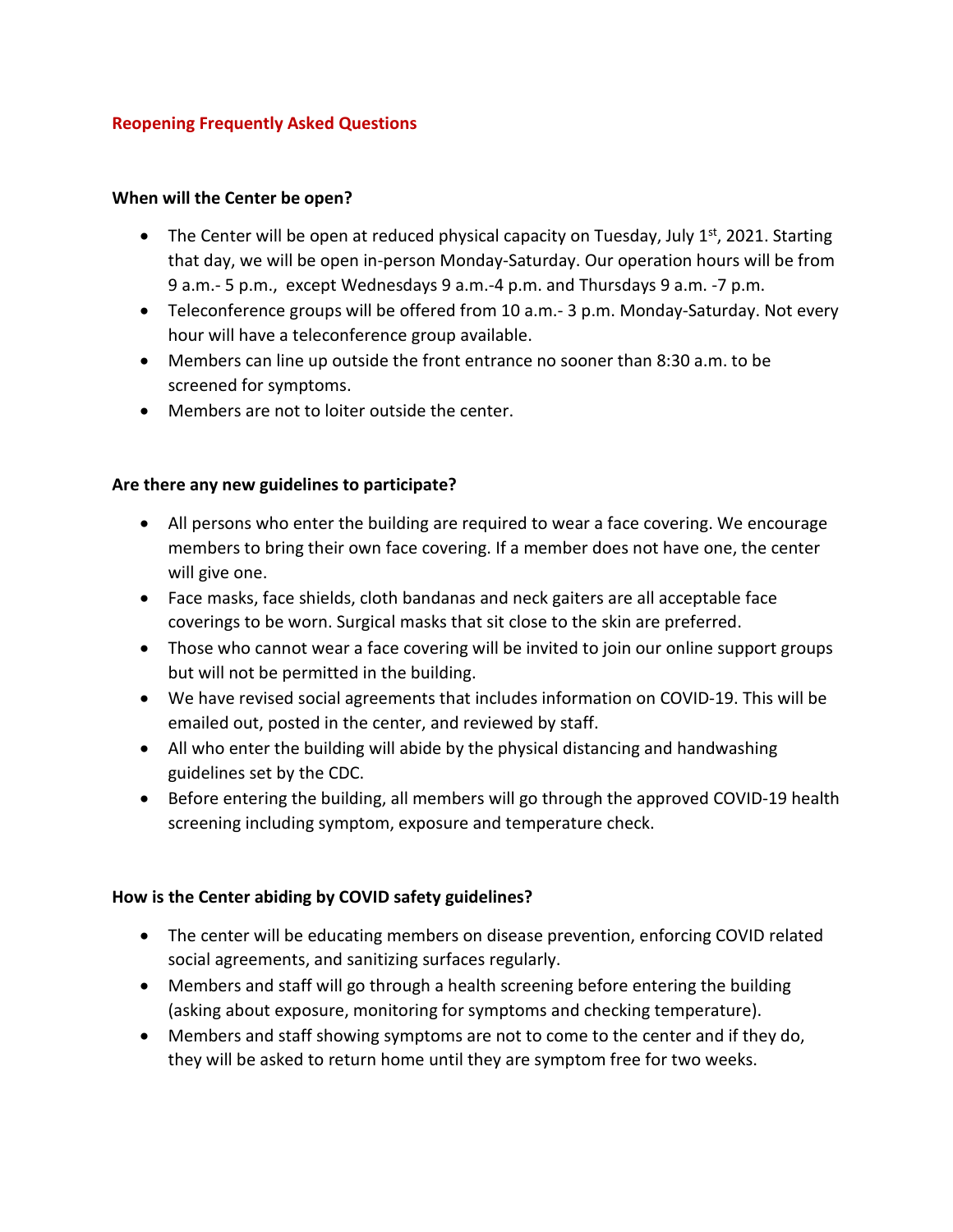# Reopening Frequently Asked Questions

**When will the Center be open?**

- The Center will be open at reduced physical capacity on Tuesday, July 1st, 2021. Starting that day, we will be open in-person Monday-Saturday. Our operation hours will be from 9 a.m.- 5 p.m., except Wednesdays 9 a.m.-4 p.m. and Thursdays 9 a.m. -7 p.m.
- Teleconference groups will be offered from 10 a.m.- 3 p.m. Monday-Saturday. Not every hour will have a teleconference group available.
- Members can line up outside the front entrance no sooner than 8:30 a.m. to be screened for symptoms.
- Members are not to loiter outside the center.

**Are there any new guidelines to participate?**

- All persons who enter the building are required to wear a face covering. We encourage members to bring their own face covering. If a member does not have one, the center will give one.
- Face masks, face shields, cloth bandanas and neck gaiters are all acceptable face coverings to be worn. Surgical masks that sit close to the skin are preferred.
- Those who cannot wear a face covering will be invited to join our online support groups but will not be permitted in the building.
- We have revised social agreements that includes information on COVID-19. This will be emailed out, posted in the center, and reviewed by staff.
- All who enter the building will abide by the physical distancing and handwashing guidelines set by the CDC.
- Before entering the building, all members will go through the approved COVID-19 health screening including symptom, exposure and temperature check.

**How is the Center abiding by COVID safety guidelines?**

- The center will be educating members on disease prevention, enforcing COVID related social agreements, and sanitizing surfaces regularly.
- Members and staff will go through a health screening before entering the building (asking about exposure, monitoring for symptoms and checking temperature).
- Members and staff showing symptoms are not to come to the center and if they do, they will be asked to return home until they are symptom free for two weeks.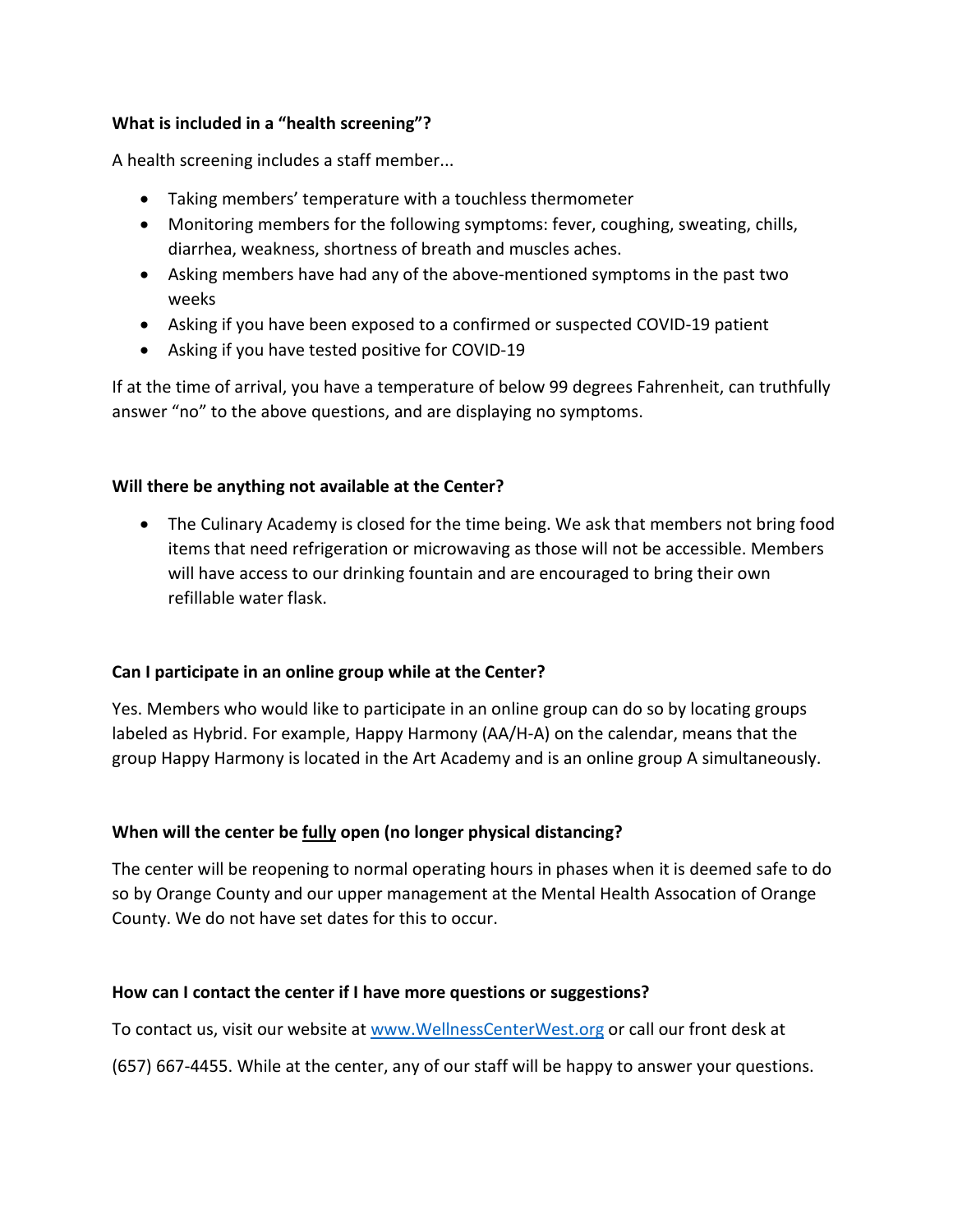**What is included in a "health screening"?**

A health screening includes a staff member...

- Taking members' temperature with a touchless thermometer
- Monitoring members for the following symptoms: fever, coughing, sweating, chills, diarrhea, weakness, shortness of breath and muscles aches.
- Asking members have had any of the above-mentioned symptoms in the past two weeks
- Asking if you have been exposed to a confirmed or suspected COVID-19 patient
- Asking if you have tested positive for COVID-19

If at the time of arrival, you have a temperature of below 99 degrees Fahrenheit, can truthfully answer "no" to the above questions, and are displaying no symptoms.

**Will there be anything not available at the Center?**

- The Culinary Academy is closed for the time being. We ask that members not bring food items that need refrigeration or microwaving as those will not be accessible. Members will have access to our drinking fountain and are encouraged to bring their own refillable water flask.

**Can I participate in an online group while at the Center?**

Yes. Members who would like to participate in an online group can do so by locating groups labeled as Hybrid. For example, Happy Harmony (AA/H-A) on the calendar, means that the group Happy Harmony is located in the Art Academy and is an online group A simultaneously.

**When will the center be <u>fully</u> open (no longer physical distancing?**

The center will be reopening to normal operating hours in phases when it is deemed safe to do so by Orange County and our upper management at the Mental Health Assocation of Orange County. We do not have set dates for this to occur.

**How can I contact the center if I have more questions or suggestions?**

To contact us, visit our website at [www.WellnessCenterWest.org](http://www.WellnessCenterWest.org) or call our front desk at

(657) 667-4455. While at the center, any of our staff will be happy to answer your questions.